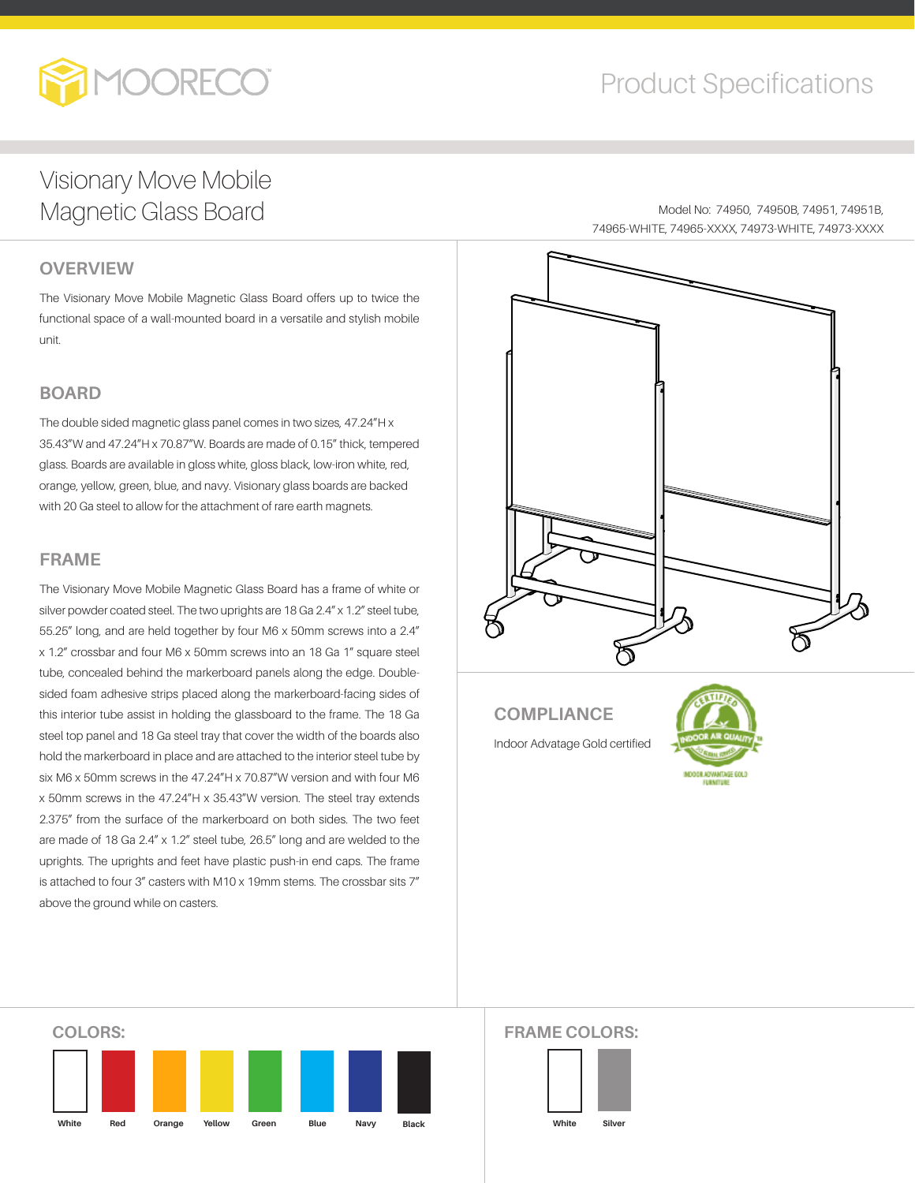# MOORECO

Product Specifications

## Visionary Move Mobile Magnetic Glass Board

Model No: 74950, 74950B, 74951, 74951B, 74965-WHITE, 74965-XXXX, 74973-WHITE, 74973-XXXX

### OVERVIEW

The Visionary Move Mobile Magnetic Glass Board offers up to twice the functional space of a wall-mounted board in a versatile and stylish mobile unit.

### BOARD

The double sided magnetic glass panel comes in two sizes, 47.24"H x 35.43"W and 47.24"H x 70.87"W. Boards are made of 0.15" thick, tempered glass. Boards are available in gloss white, gloss black, low-iron white, red, orange, yellow, green, blue, and navy. Visionary glass boards are backed with 20 Ga steel to allow for the attachment of rare earth magnets.

### FRAME

The Visionary Move Mobile Magnetic Glass Board has a frame of white or silver powder coated steel. The two uprights are 18 Ga 2.4" x 1.2" steel tube, 55.25" long, and are held together by four M6 x 50mm screws into a 2.4" x 1.2" crossbar and four M6 x 50mm screws into an 18 Ga 1" square steel tube, concealed behind the markerboard panels along the edge. Double-sided foam adhesive strips placed along the markerboard-facing sides of this interior tube assist in holding the glassboard to the frame. The 18 Ga steel top panel and 18 Ga steel tray that cover the width of the boards also hold the markerboard in place and are attached to the interior steel tube by six M6 x 50mm screws in the 47.24"H x 70.87"W version and with four M6 x 50mm screws in the 47.24"H x 35.43"W version. The steel tray extends 2.375" from the surface of the markerboard on both sides. The two feet are made of 18 Ga 2.4" x 1.2" steel tube, 26.5" long and are welded to the uprights. The uprights and feet have plastic push-in end caps. The frame is attached to four 3" casters with M10 x 19mm stems. The crossbar sits 7" above the ground while on casters.

### COMPLIANCE

Indoor Advatage Gold certified

CERTIFIED INDOOR AIR QUALITY
INDOOR ADVANTAGE GOLD FURNITURE

### COLORS:

White, Red, Orange, Yellow, Green, Blue, Navy, Black

### FRAME COLORS:

White, Silver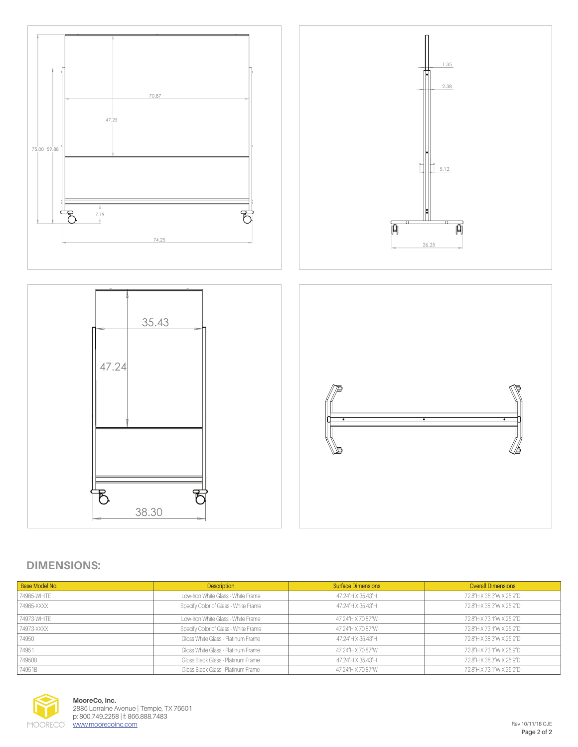75.00 59.88

70.87

47.25

7.19

74.25

1.35

2.38

5.12

26.25

35.43

47.24

38.30

## DIMENSIONS:

| Base Model No. | Description | Surface Dimensions | Overall Dimensions |
|---|---|---|---|
| 74965-WHITE | Low-Iron White Glass - White Frame | 47.24"H X 35.43"H | 72.8"H X 38.3"W X 25.9"D |
| 74965-XXXX | Specify Color of Glass - White Frame | 47.24"H X 35.43"H | 72.8"H X 38.3"W X 25.9"D |
| 74973-WHITE | Low-Iron White Glass - White Frame | 47.24"H X 70.87"W | 72.8"H X 73.1"W X 25.9"D |
| 74973-XXXX | Specify Color of Glass - White Frame | 47.24"H X 70.87"W | 72.8"H X 73.1"W X 25.9"D |
| 74950 | Gloss White Glass - Platinum Frame | 47.24"H X 35.43"H | 72.8"H X 38.3"W X 25.9"D |
| 74951 | Gloss White Glass - Platinum Frame | 47.24"H X 70.87"W | 72.8"H X 73.1"W X 25.9"D |
| 74950B | Gloss Black Glass - Platinum Frame | 47.24"H X 35.43"H | 72.8"H X 38.3"W X 25.9"D |
| 74951B | Gloss Black Glass - Platinum Frame | 47.24"H X 70.87"W | 72.8"H X 73.1"W X 25.9"D |

MOORECO

**MooreCo, Inc.**
2885 Lorraine Avenue | Temple, TX 76501
p: 800.749.2258 | f: 866.888.7483
www.moorecoinc.com

Rev 10/11/18 CJE